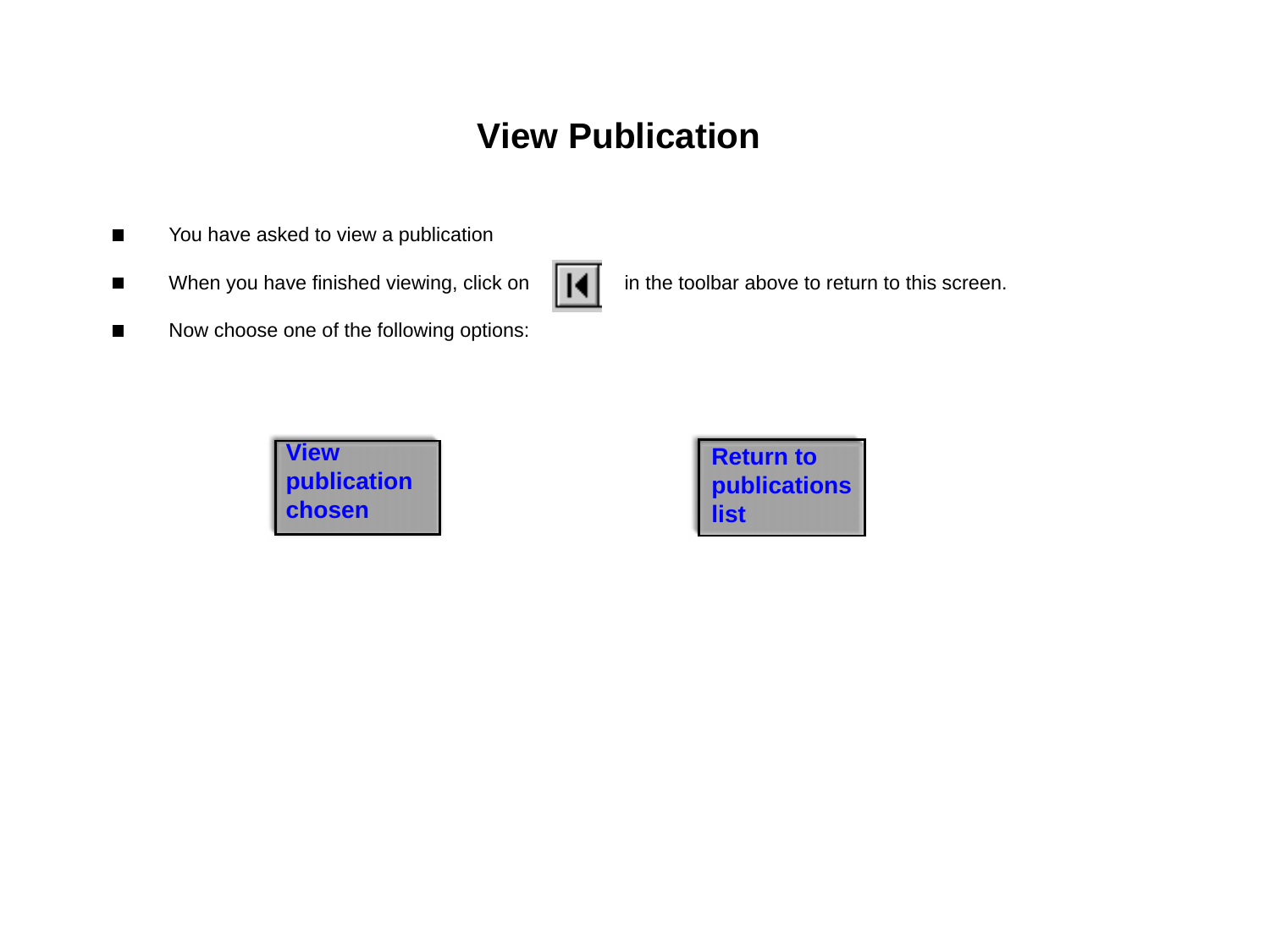# View Publication

- You have asked to view a publication
- When you have finished viewing, click on in the toolbar above to return to this screen.
- Now choose one of the following options:

View publication chosen

Return to publications list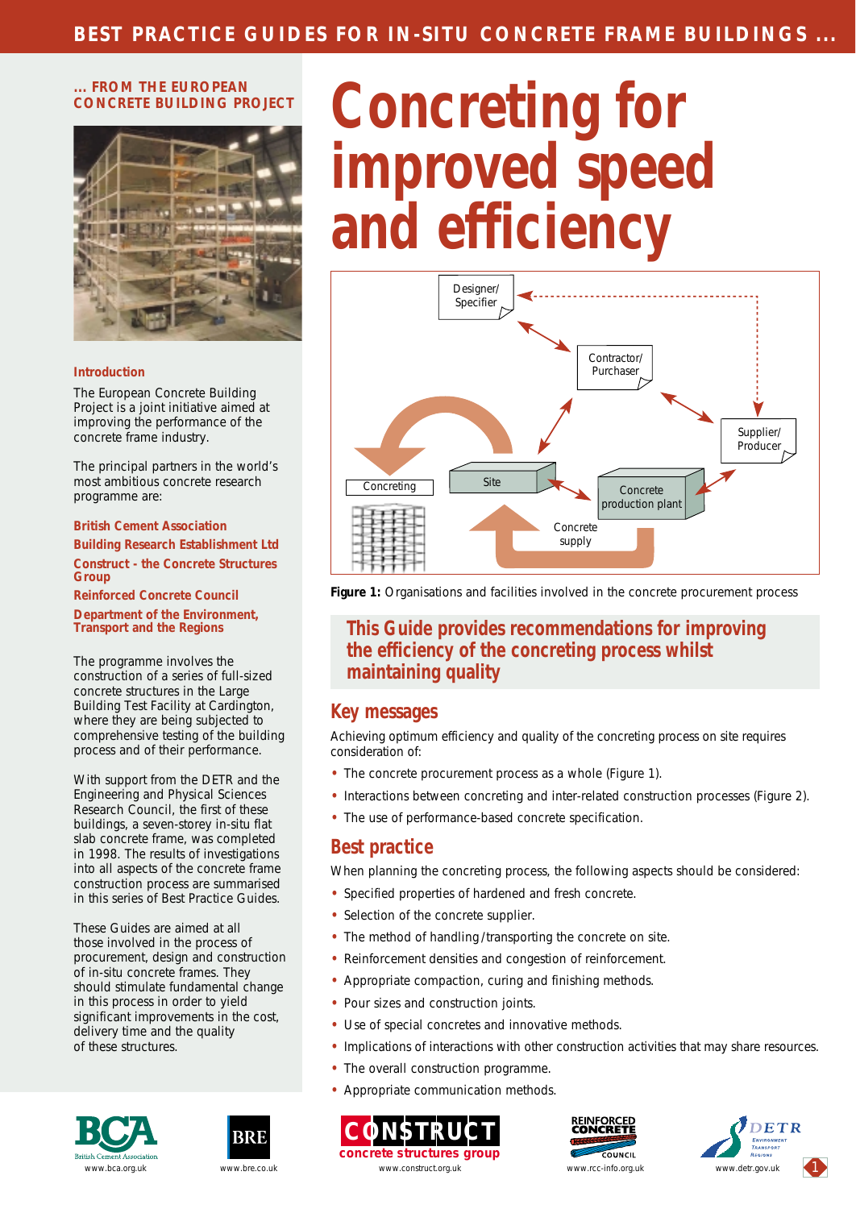**... FROM THE EUROPEAN CONCRETE BUILDING PROJECT**

# Concreting for improved speed and efficiency

### Introduction

The European Concrete Building Project is a joint initiative aimed at improving the performance of the concrete frame industry.

The principal partners in the world's most ambitious concrete research programme are:

**British Cement Association**
**Building Research Establishment Ltd**
**Construct - the Concrete Structures Group**
**Reinforced Concrete Council**
**Department of the Environment, Transport and the Regions**

The programme involves the construction of a series of full-sized concrete structures in the Large Building Test Facility at Cardington, where they are being subjected to comprehensive testing of the building process and of their performance.

With support from the DETR and the Engineering and Physical Sciences Research Council, the first of these buildings, a seven-storey in-situ flat slab concrete frame, was completed in 1998. The results of investigations into all aspects of the concrete frame construction process are summarised in this series of Best Practice Guides.

These Guides are aimed at all those involved in the process of procurement, design and construction of in-situ concrete frames. They should stimulate fundamental change in this process in order to yield significant improvements in the cost, delivery time and the quality of these structures.

Designer/Specifier — Contractor/Purchaser — Supplier/Producer — Concreting — Site — Concrete production plant — Concrete supply

**Figure 1:** Organisations and facilities involved in the concrete procurement process

**This Guide provides recommendations for improving the efficiency of the concreting process whilst maintaining quality**

## Key messages

Achieving optimum efficiency and quality of the concreting process on site requires consideration of:

- The concrete procurement process as a whole (Figure 1).
- Interactions between concreting and inter-related construction processes (Figure 2).
- The use of performance-based concrete specification.

## Best practice

When planning the concreting process, the following aspects should be considered:

- Specified properties of hardened and fresh concrete.
- Selection of the concrete supplier.
- The method of handling/transporting the concrete on site.
- Reinforcement densities and congestion of reinforcement.
- Appropriate compaction, curing and finishing methods.
- Pour sizes and construction joints.
- Use of special concretes and innovative methods.
- Implications of interactions with other construction activities that may share resources.
- The overall construction programme.
- Appropriate communication methods.

www.bca.org.uk www.bre.co.uk www.construct.org.uk www.rcc-info.org.uk www.detr.gov.uk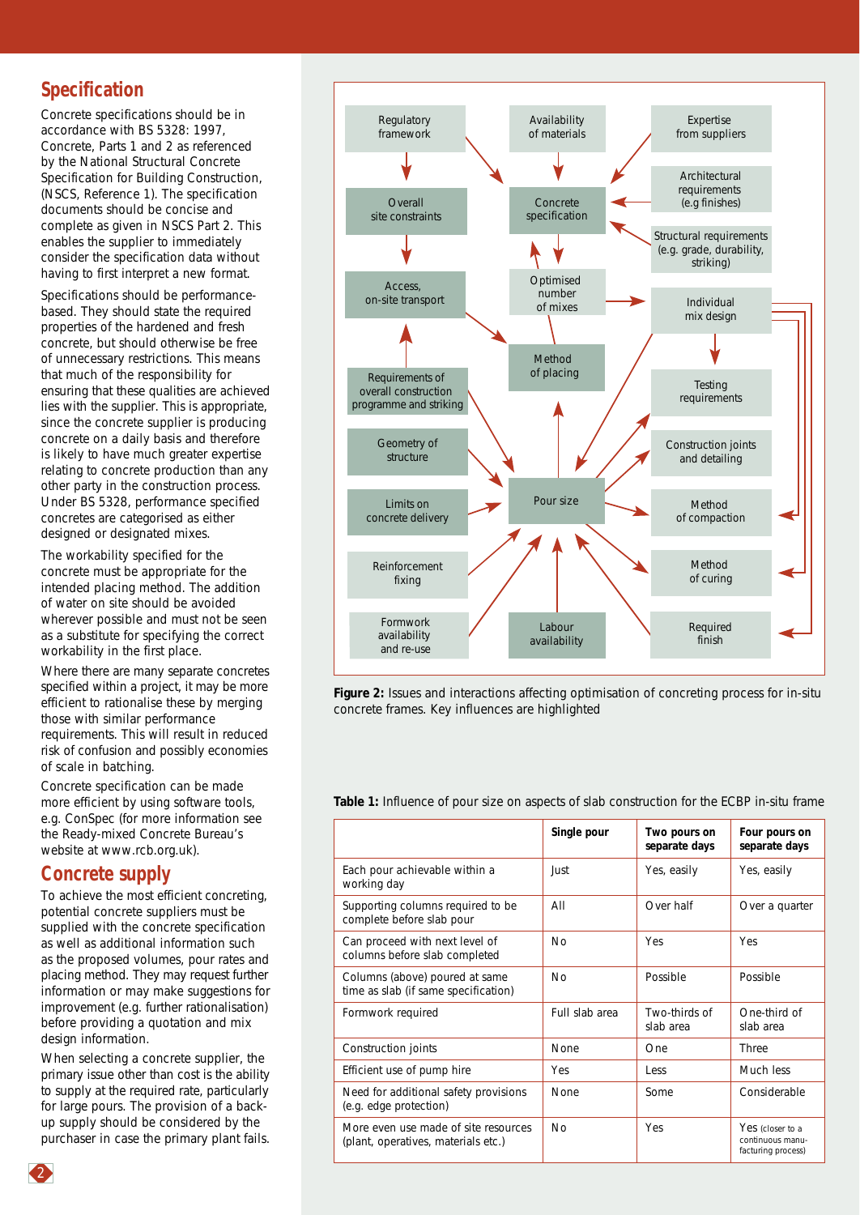## Specification

Concrete specifications should be in accordance with BS 5328: 1997, Concrete, Parts 1 and 2 as referenced by the National Structural Concrete Specification for Building Construction, (NSCS, Reference 1). The specification documents should be concise and complete as given in NSCS Part 2. This enables the supplier to immediately consider the specification data without having to first interpret a new format.

Specifications should be performance-based. They should state the required properties of the hardened and fresh concrete, but should otherwise be free of unnecessary restrictions. This means that much of the responsibility for ensuring that these qualities are achieved lies with the supplier. This is appropriate, since the concrete supplier is producing concrete on a daily basis and therefore is likely to have much greater expertise relating to concrete production than any other party in the construction process. Under BS 5328, performance specified concretes are categorised as either designed or designated mixes.

The workability specified for the concrete must be appropriate for the intended placing method. The addition of water on site should be avoided wherever possible and must not be seen as a substitute for specifying the correct workability in the first place.

Where there are many separate concretes specified within a project, it may be more efficient to rationalise these by merging those with similar performance requirements. This will result in reduced risk of confusion and possibly economies of scale in batching.

Concrete specification can be made more efficient by using software tools, e.g. ConSpec (for more information see the Ready-mixed Concrete Bureau's website at www.rcb.org.uk).

## Concrete supply

To achieve the most efficient concreting, potential concrete suppliers must be supplied with the concrete specification as well as additional information such as the proposed volumes, pour rates and placing method. They may request further information or may make suggestions for improvement (e.g. further rationalisation) before providing a quotation and mix design information.

When selecting a concrete supplier, the primary issue other than cost is the ability to supply at the required rate, particularly for large pours. The provision of a back-up supply should be considered by the purchaser in case the primary plant fails.

**Figure 2:** Issues and interactions affecting optimisation of concreting process for in-situ concrete frames. Key influences are highlighted

**Table 1:** Influence of pour size on aspects of slab construction for the ECBP in-situ frame

| | Single pour | Two pours on separate days | Four pours on separate days |
|---|---|---|---|
| Each pour achievable within a working day | Just | Yes, easily | Yes, easily |
| Supporting columns required to be complete before slab pour | All | Over half | Over a quarter |
| Can proceed with next level of columns before slab completed | No | Yes | Yes |
| Columns (above) poured at same time as slab (if same specification) | No | Possible | Possible |
| Formwork required | Full slab area | Two-thirds of slab area | One-third of slab area |
| Construction joints | None | One | Three |
| Efficient use of pump hire | Yes | Less | Much less |
| Need for additional safety provisions (e.g. edge protection) | None | Some | Considerable |
| More even use made of site resources (plant, operatives, materials etc.) | No | Yes | Yes (closer to a continuous manufacturing process) |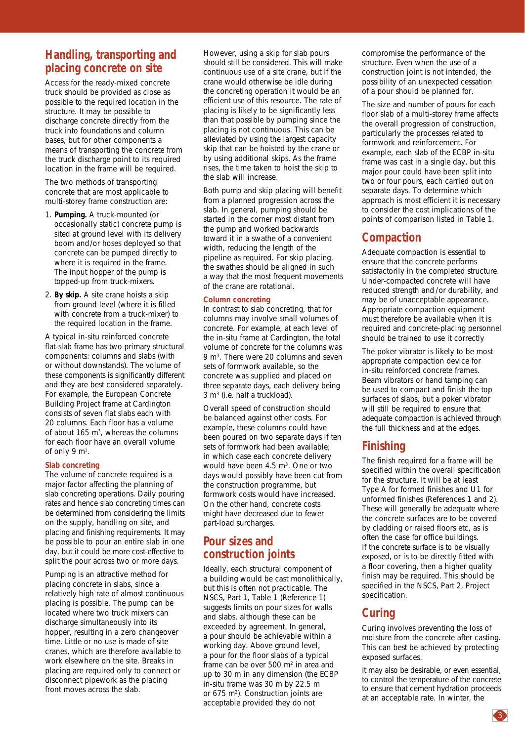## Handling, transporting and placing concrete on site

Access for the ready-mixed concrete truck should be provided as close as possible to the required location in the structure. It may be possible to discharge concrete directly from the truck into foundations and column bases, but for other components a means of transporting the concrete from the truck discharge point to its required location in the frame will be required.

The two methods of transporting concrete that are most applicable to multi-storey frame construction are:

1. **Pumping.** A truck-mounted (or occasionally static) concrete pump is sited at ground level with its delivery boom and/or hoses deployed so that concrete can be pumped directly to where it is required in the frame. The input hopper of the pump is topped-up from truck-mixers.
2. **By skip.** A site crane hoists a skip from ground level (where it is filled with concrete from a truck-mixer) to the required location in the frame.

A typical in-situ reinforced concrete flat-slab frame has two primary structural components: columns and slabs (with or without downstands). The volume of these components is significantly different and they are best considered separately. For example, the European Concrete Building Project frame at Cardington consists of seven flat slabs each with 20 columns. Each floor has a volume of about 165 m$^3$, whereas the columns for each floor have an overall volume of only 9 m$^3$.

### Slab concreting

The volume of concrete required is a major factor affecting the planning of slab concreting operations. Daily pouring rates and hence slab concreting times can be determined from considering the limits on the supply, handling on site, and placing and finishing requirements. It may be possible to pour an entire slab in one day, but it could be more cost-effective to split the pour across two or more days.

Pumping is an attractive method for placing concrete in slabs, since a relatively high rate of almost continuous placing is possible. The pump can be located where two truck mixers can discharge simultaneously into its hopper, resulting in a zero changeover time. Little or no use is made of site cranes, which are therefore available to work elsewhere on the site. Breaks in placing are required only to connect or disconnect pipework as the placing front moves across the slab.

However, using a skip for slab pours should still be considered. This will make continuous use of a site crane, but if the crane would otherwise be idle during the concreting operation it would be an efficient use of this resource. The rate of placing is likely to be significantly less than that possible by pumping since the placing is not continuous. This can be alleviated by using the largest capacity skip that can be hoisted by the crane or by using additional skips. As the frame rises, the time taken to hoist the skip to the slab will increase.

Both pump and skip placing will benefit from a planned progression across the slab. In general, pumping should be started in the corner most distant from the pump and worked backwards toward it in a swathe of a convenient width, reducing the length of the pipeline as required. For skip placing, the swathes should be aligned in such a way that the most frequent movements of the crane are rotational.

### Column concreting

In contrast to slab concreting, that for columns may involve small volumes of concrete. For example, at each level of the in-situ frame at Cardington, the total volume of concrete for the columns was 9 m$^3$. There were 20 columns and seven sets of formwork available, so the concrete was supplied and placed on three separate days, each delivery being 3 m$^3$ (i.e. half a truckload).

Overall speed of construction should be balanced against other costs. For example, these columns could have been poured on two separate days if ten sets of formwork had been available; in which case each concrete delivery would have been 4.5 m$^3$. One or two days would possibly have been cut from the construction programme, but formwork costs would have increased. On the other hand, concrete costs might have decreased due to fewer part-load surcharges.

## Pour sizes and construction joints

Ideally, each structural component of a building would be cast monolithically, but this is often not practicable. The NSCS, Part 1, Table 1 (Reference 1) suggests limits on pour sizes for walls and slabs, although these can be exceeded by agreement. In general, a pour should be achievable within a working day. Above ground level, a pour for the floor slabs of a typical frame can be over 500 m$^2$ in area and up to 30 m in any dimension (the ECBP in-situ frame was 30 m by 22.5 m or 675 m$^2$). Construction joints are acceptable provided they do not compromise the performance of the structure. Even when the use of a construction joint is not intended, the possibility of an unexpected cessation of a pour should be planned for.

The size and number of pours for each floor slab of a multi-storey frame affects the overall progression of construction, particularly the processes related to formwork and reinforcement. For example, each slab of the ECBP in-situ frame was cast in a single day, but this major pour could have been split into two or four pours, each carried out on separate days. To determine which approach is most efficient it is necessary to consider the cost implications of the points of comparison listed in Table 1.

## Compaction

Adequate compaction is essential to ensure that the concrete performs satisfactorily in the completed structure. Under-compacted concrete will have reduced strength and /or durability, and may be of unacceptable appearance. Appropriate compaction equipment must therefore be available when it is required and concrete-placing personnel should be trained to use it correctly

The poker vibrator is likely to be most appropriate compaction device for in-situ reinforced concrete frames. Beam vibrators or hand tamping can be used to compact and finish the top surfaces of slabs, but a poker vibrator will still be required to ensure that adequate compaction is achieved through the full thickness and at the edges.

## Finishing

The finish required for a frame will be specified within the overall specification for the structure. It will be at least Type A for formed finishes and U1 for unformed finishes (References 1 and 2). These will generally be adequate where the concrete surfaces are to be covered by cladding or raised floors etc, as is often the case for office buildings. If the concrete surface is to be visually exposed, or is to be directly fitted with a floor covering, then a higher quality finish may be required. This should be specified in the NSCS, Part 2, Project specification.

## Curing

Curing involves preventing the loss of moisture from the concrete after casting. This can best be achieved by protecting exposed surfaces.

It may also be desirable, or even essential, to control the temperature of the concrete to ensure that cement hydration proceeds at an acceptable rate. In winter, the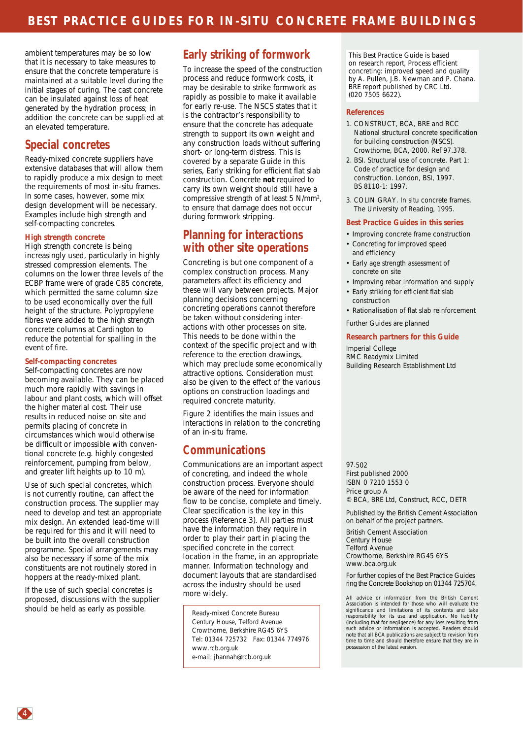ambient temperatures may be so low that it is necessary to take measures to ensure that the concrete temperature is maintained at a suitable level during the initial stages of curing. The cast concrete can be insulated against loss of heat generated by the hydration process; in addition the concrete can be supplied at an elevated temperature.

## Special concretes

Ready-mixed concrete suppliers have extensive databases that will allow them to rapidly produce a mix design to meet the requirements of most in-situ frames. In some cases, however, some mix design development will be necessary. Examples include high strength and self-compacting concretes.

### High strength concrete

High strength concrete is being increasingly used, particularly in highly stressed compression elements. The columns on the lower three levels of the ECBP frame were of grade C85 concrete, which permitted the same column size to be used economically over the full height of the structure. Polypropylene fibres were added to the high strength concrete columns at Cardington to reduce the potential for spalling in the event of fire.

### Self-compacting concretes

Self-compacting concretes are now becoming available. They can be placed much more rapidly with savings in labour and plant costs, which will offset the higher material cost. Their use results in reduced noise on site and permits placing of concrete in circumstances which would otherwise be difficult or impossible with conventional concrete (e.g. highly congested reinforcement, pumping from below, and greater lift heights up to 10 m).

Use of such special concretes, which is not currently routine, can affect the construction process. The supplier may need to develop and test an appropriate mix design. An extended lead-time will be required for this and it will need to be built into the overall construction programme. Special arrangements may also be necessary if some of the mix constituents are not routinely stored in hoppers at the ready-mixed plant.

If the use of such special concretes is proposed, discussions with the supplier should be held as early as possible.

## Early striking of formwork

To increase the speed of the construction process and reduce formwork costs, it may be desirable to strike formwork as rapidly as possible to make it available for early re-use. The NSCS states that it is the contractor's responsibility to ensure that the concrete has adequate strength to support its own weight and any construction loads without suffering short- or long-term distress. This is covered by a separate Guide in this series, Early striking for efficient flat slab construction. Concrete **not** required to carry its own weight should still have a compressive strength of at least 5 $N/mm^2$, to ensure that damage does not occur during formwork stripping.

## Planning for interactions with other site operations

Concreting is but one component of a complex construction process. Many parameters affect its efficiency and these will vary between projects. Major planning decisions concerning concreting operations cannot therefore be taken without considering interactions with other processes on site. This needs to be done within the context of the specific project and with reference to the erection drawings, which may preclude some economically attractive options. Consideration must also be given to the effect of the various options on construction loadings and required concrete maturity.

Figure 2 identifies the main issues and interactions in relation to the concreting of an in-situ frame.

## Communications

Communications are an important aspect of concreting, and indeed the whole construction process. Everyone should be aware of the need for information flow to be concise, complete and timely. Clear specification is the key in this process (Reference 3). All parties must have the information they require in order to play their part in placing the specified concrete in the correct location in the frame, in an appropriate manner. Information technology and document layouts that are standardised across the industry should be used more widely.

Ready-mixed Concrete Bureau
Century House, Telford Avenue
Crowthorne, Berkshire RG45 6YS
Tel: 01344 725732 Fax: 01344 774976
www.rcb.org.uk
e-mail: jhannah@rcb.org.uk

This Best Practice Guide is based on research report, Process efficient concreting: improved speed and quality by A. Pullen, J.B. Newman and P. Chana. BRE report published by CRC Ltd. (020 7505 6622).

### References

1. CONSTRUCT, BCA, BRE and RCC National structural concrete specification for building construction (NSCS). Crowthorne, BCA, 2000. Ref 97.378.
2. BSI. Structural use of concrete. Part 1: Code of practice for design and construction. London, BSI, 1997. BS 8110-1: 1997.
3. COLIN GRAY. In situ concrete frames. The University of Reading, 1995.

### Best Practice Guides in this series

- Improving concrete frame construction
- Concreting for improved speed and efficiency
- Early age strength assessment of concrete on site
- Improving rebar information and supply
- Early striking for efficient flat slab construction
- Rationalisation of flat slab reinforcement

Further Guides are planned

### Research partners for this Guide

Imperial College
RMC Readymix Limited
Building Research Establishment Ltd

97.502
First published 2000
ISBN 0 7210 1553 0
Price group A
© BCA, BRE Ltd, Construct, RCC, DETR

Published by the British Cement Association on behalf of the project partners.

British Cement Association
Century House
Telford Avenue
Crowthorne, Berkshire RG45 6YS
www.bca.org.uk

For further copies of the Best Practice Guides ring the Concrete Bookshop on 01344 725704.

All advice or information from the British Cement Association is intended for those who will evaluate the significance and limitations of its contents and take responsibility for its use and application. No liability (including that for negligence) for any loss resulting from such advice or information is accepted. Readers should note that all BCA publications are subject to revision from time to time and should therefore ensure that they are in possession of the latest version.